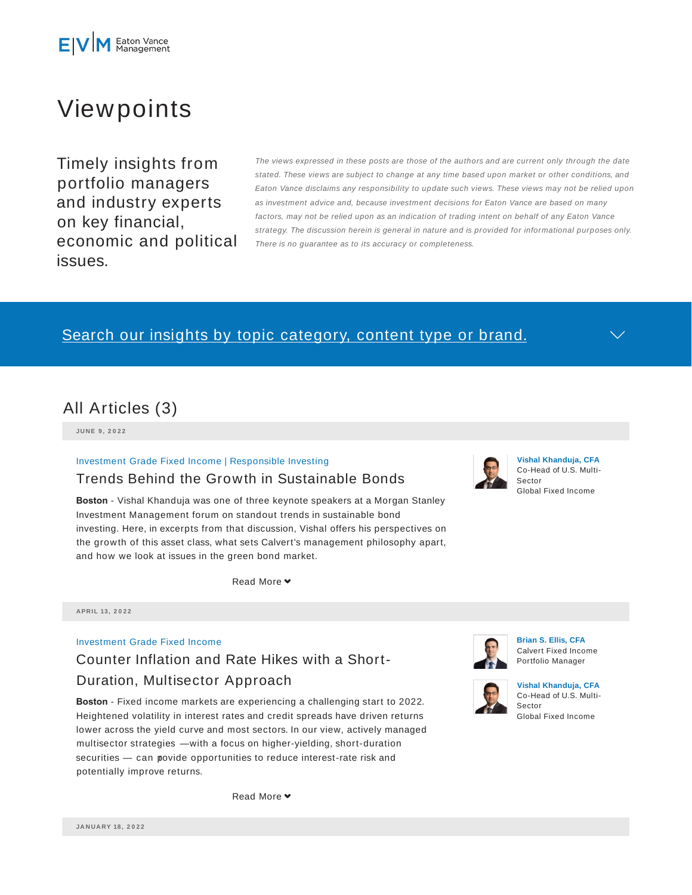Eaton Vance Management

# Viewpoints

Timely insights from portfolio managers and industry experts on key financial, economic and political issues.

*The views expressed in these posts are those of the authors and are current only through the date stated. These views are subject to change at any time based upon market or other conditions, and Eaton Vance disclaims any responsibility to update such views. These views may not be relied upon as investment advice and, because investment decisions for Eaton Vance are based on many factors, may not be relied upon as an indication of trading intent on behalf of any Eaton Vance strategy. The discussion herein is general in nature and is provided for informational purposes only. There is no guarantee as to its accuracy or completeness.*

Search our insights by topic category, content type or brand.

## All Articles (3)

**JUNE 9, 2022**

Investment Grade Fixed Income | Responsible Investing

### Trends Behind the Growth in Sustainable Bonds

**Vishal Khanduja, CFA**
Co-Head of U.S. Multi-Sector
Global Fixed Income

**Boston** - Vishal Khanduja was one of three keynote speakers at a Morgan Stanley Investment Management forum on standout trends in sustainable bond investing. Here, in excerpts from that discussion, Vishal offers his perspectives on the growth of this asset class, what sets Calvert's management philosophy apart, and how we look at issues in the green bond market.

Read More

**APRIL 13, 2022**

Investment Grade Fixed Income

### Counter Inflation and Rate Hikes with a Short-Duration, Multisector Approach

**Brian S. Ellis, CFA**
Calvert Fixed Income
Portfolio Manager

**Vishal Khanduja, CFA**
Co-Head of U.S. Multi-Sector
Global Fixed Income

**Boston** - Fixed income markets are experiencing a challenging start to 2022. Heightened volatility in interest rates and credit spreads have driven returns lower across the yield curve and most sectors. In our view, actively managed multisector strategies —with a focus on higher-yielding, short-duration securities — can provide opportunities to reduce interest-rate risk and potentially improve returns.

Read More

**JANUARY 18, 2022**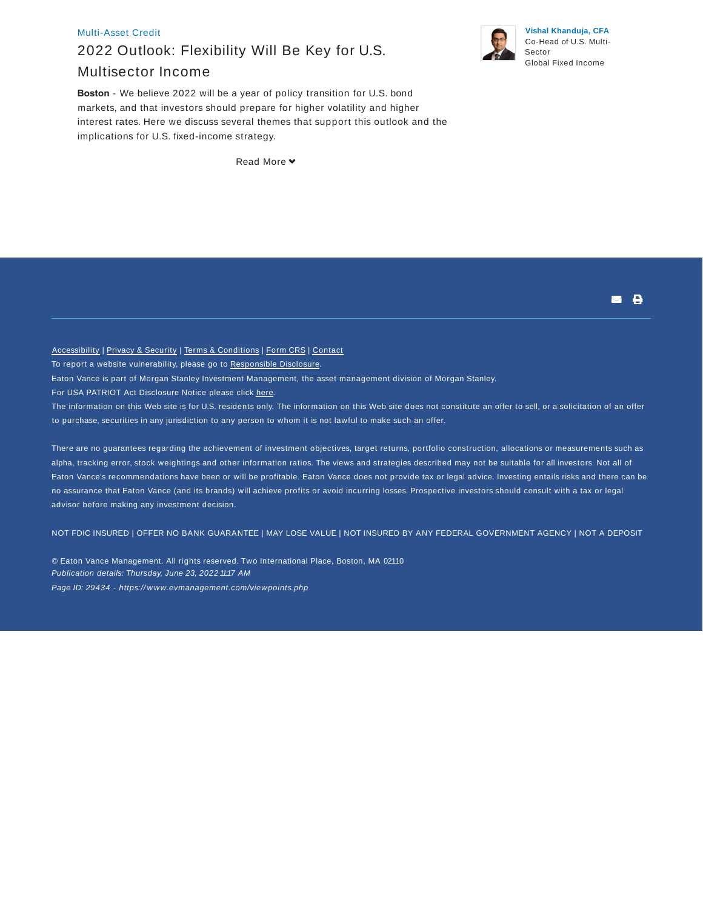Multi-Asset Credit

# 2022 Outlook: Flexibility Will Be Key for U.S. Multisector Income

**Vishal Khanduja, CFA**
Co-Head of U.S. Multi-Sector
Global Fixed Income

**Boston** - We believe 2022 will be a year of policy transition for U.S. bond markets, and that investors should prepare for higher volatility and higher interest rates. Here we discuss several themes that support this outlook and the implications for U.S. fixed-income strategy.

Read More

Accessibility | Privacy & Security | Terms & Conditions | Form CRS | Contact

To report a website vulnerability, please go to Responsible Disclosure.

Eaton Vance is part of Morgan Stanley Investment Management, the asset management division of Morgan Stanley.

For USA PATRIOT Act Disclosure Notice please click here.

The information on this Web site is for U.S. residents only. The information on this Web site does not constitute an offer to sell, or a solicitation of an offer to purchase, securities in any jurisdiction to any person to whom it is not lawful to make such an offer.

There are no guarantees regarding the achievement of investment objectives, target returns, portfolio construction, allocations or measurements such as alpha, tracking error, stock weightings and other information ratios. The views and strategies described may not be suitable for all investors. Not all of Eaton Vance's recommendations have been or will be profitable. Eaton Vance does not provide tax or legal advice. Investing entails risks and there can be no assurance that Eaton Vance (and its brands) will achieve profits or avoid incurring losses. Prospective investors should consult with a tax or legal advisor before making any investment decision.

NOT FDIC INSURED | OFFER NO BANK GUARANTEE | MAY LOSE VALUE | NOT INSURED BY ANY FEDERAL GOVERNMENT AGENCY | NOT A DEPOSIT

© Eaton Vance Management. All rights reserved. Two International Place, Boston, MA 02110

*Publication details: Thursday, June 23, 2022 11:17 AM*

*Page ID: 29434 - https://www.evmanagement.com/viewpoints.php*